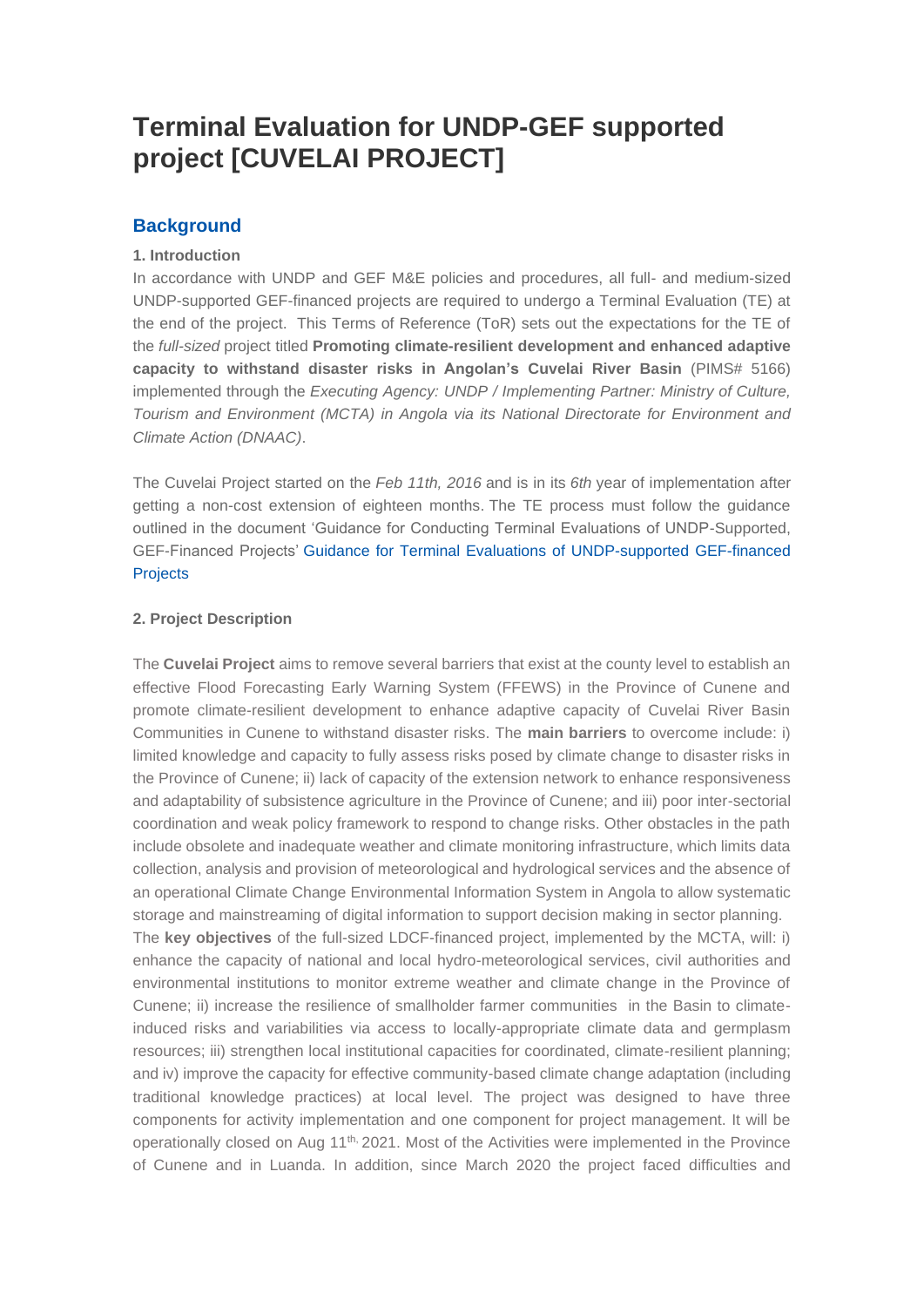# Terminal Evaluation for UNDP-GEF supported project [CUVELAI PROJECT]

## Background

### 1. Introduction

In accordance with UNDP and GEF M&E policies and procedures, all full- and medium-sized UNDP-supported GEF-financed projects are required to undergo a Terminal Evaluation (TE) at the end of the project. This Terms of Reference (ToR) sets out the expectations for the TE of the *full-sized* project titled **Promoting climate-resilient development and enhanced adaptive capacity to withstand disaster risks in Angolan's Cuvelai River Basin** (PIMS# 5166) implemented through the *Executing Agency: UNDP / Implementing Partner: Ministry of Culture, Tourism and Environment (MCTA) in Angola via its National Directorate for Environment and Climate Action (DNAAC)*.

The Cuvelai Project started on the *Feb 11th, 2016* and is in its *6th* year of implementation after getting a non-cost extension of eighteen months. The TE process must follow the guidance outlined in the document 'Guidance for Conducting Terminal Evaluations of UNDP-Supported, GEF-Financed Projects' Guidance for Terminal Evaluations of UNDP-supported GEF-financed Projects

### 2. Project Description

The **Cuvelai Project** aims to remove several barriers that exist at the county level to establish an effective Flood Forecasting Early Warning System (FFEWS) in the Province of Cunene and promote climate-resilient development to enhance adaptive capacity of Cuvelai River Basin Communities in Cunene to withstand disaster risks. The **main barriers** to overcome include: i) limited knowledge and capacity to fully assess risks posed by climate change to disaster risks in the Province of Cunene; ii) lack of capacity of the extension network to enhance responsiveness and adaptability of subsistence agriculture in the Province of Cunene; and iii) poor inter-sectorial coordination and weak policy framework to respond to change risks. Other obstacles in the path include obsolete and inadequate weather and climate monitoring infrastructure, which limits data collection, analysis and provision of meteorological and hydrological services and the absence of an operational Climate Change Environmental Information System in Angola to allow systematic storage and mainstreaming of digital information to support decision making in sector planning.

The **key objectives** of the full-sized LDCF-financed project, implemented by the MCTA, will: i) enhance the capacity of national and local hydro-meteorological services, civil authorities and environmental institutions to monitor extreme weather and climate change in the Province of Cunene; ii) increase the resilience of smallholder farmer communities in the Basin to climate-induced risks and variabilities via access to locally-appropriate climate data and germplasm resources; iii) strengthen local institutional capacities for coordinated, climate-resilient planning; and iv) improve the capacity for effective community-based climate change adaptation (including traditional knowledge practices) at local level. The project was designed to have three components for activity implementation and one component for project management. It will be operationally closed on Aug 11th, 2021. Most of the Activities were implemented in the Province of Cunene and in Luanda. In addition, since March 2020 the project faced difficulties and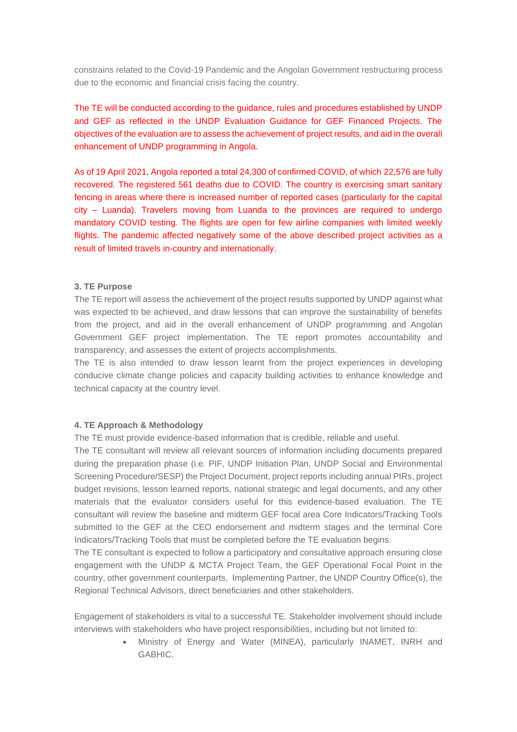constrains related to the Covid-19 Pandemic and the Angolan Government restructuring process due to the economic and financial crisis facing the country.

The TE will be conducted according to the guidance, rules and procedures established by UNDP and GEF as reflected in the UNDP Evaluation Guidance for GEF Financed Projects. The objectives of the evaluation are to assess the achievement of project results, and aid in the overall enhancement of UNDP programming in Angola.

As of 19 April 2021, Angola reported a total 24,300 of confirmed COVID, of which 22,576 are fully recovered. The registered 561 deaths due to COVID. The country is exercising smart sanitary fencing in areas where there is increased number of reported cases (particularly for the capital city – Luanda). Travelers moving from Luanda to the provinces are required to undergo mandatory COVID testing. The flights are open for few airline companies with limited weekly flights. The pandemic affected negatively some of the above described project activities as a result of limited travels in-country and internationally.

**3. TE Purpose**

The TE report will assess the achievement of the project results supported by UNDP against what was expected to be achieved, and draw lessons that can improve the sustainability of benefits from the project, and aid in the overall enhancement of UNDP programming and Angolan Government GEF project implementation. The TE report promotes accountability and transparency, and assesses the extent of projects accomplishments.

The TE is also intended to draw lesson learnt from the project experiences in developing conducive climate change policies and capacity building activities to enhance knowledge and technical capacity at the country level.

**4. TE Approach & Methodology**

The TE must provide evidence-based information that is credible, reliable and useful.

The TE consultant will review all relevant sources of information including documents prepared during the preparation phase (i.e. PIF, UNDP Initiation Plan, UNDP Social and Environmental Screening Procedure/SESP) the Project Document, project reports including annual PIRs, project budget revisions, lesson learned reports, national strategic and legal documents, and any other materials that the evaluator considers useful for this evidence-based evaluation. The TE consultant will review the baseline and midterm GEF focal area Core Indicators/Tracking Tools submitted to the GEF at the CEO endorsement and midterm stages and the terminal Core Indicators/Tracking Tools that must be completed before the TE evaluation begins.

The TE consultant is expected to follow a participatory and consultative approach ensuring close engagement with the UNDP & MCTA Project Team, the GEF Operational Focal Point in the country, other government counterparts, Implementing Partner, the UNDP Country Office(s), the Regional Technical Advisors, direct beneficiaries and other stakeholders.

Engagement of stakeholders is vital to a successful TE. Stakeholder involvement should include interviews with stakeholders who have project responsibilities, including but not limited to:

- Ministry of Energy and Water (MINEA), particularly INAMET, INRH and GABHIC.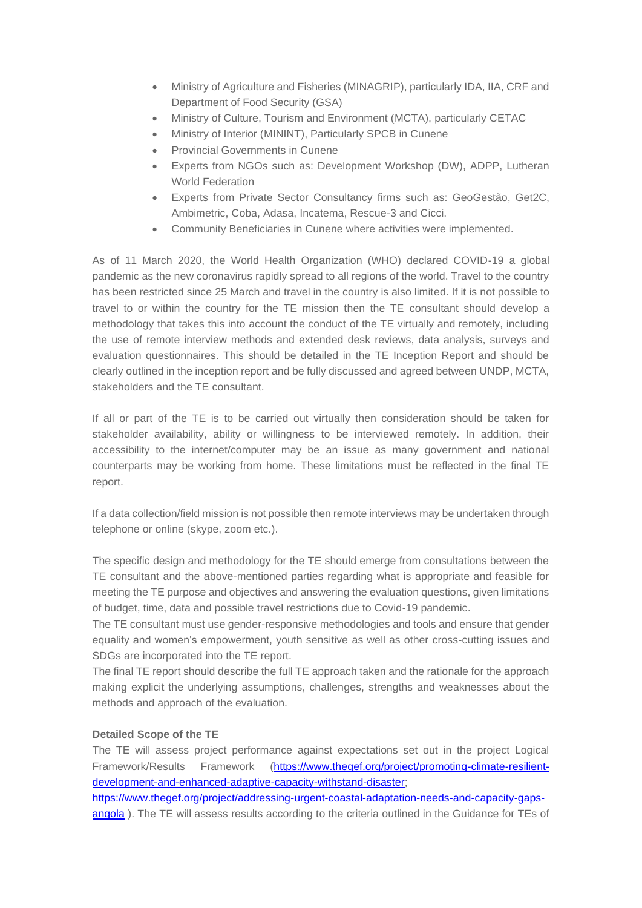- Ministry of Agriculture and Fisheries (MINAGRIP), particularly IDA, IIA, CRF and Department of Food Security (GSA)
- Ministry of Culture, Tourism and Environment (MCTA), particularly CETAC
- Ministry of Interior (MININT), Particularly SPCB in Cunene
- Provincial Governments in Cunene
- Experts from NGOs such as: Development Workshop (DW), ADPP, Lutheran World Federation
- Experts from Private Sector Consultancy firms such as: GeoGestão, Get2C, Ambimetric, Coba, Adasa, Incatema, Rescue-3 and Cicci.
- Community Beneficiaries in Cunene where activities were implemented.

As of 11 March 2020, the World Health Organization (WHO) declared COVID-19 a global pandemic as the new coronavirus rapidly spread to all regions of the world. Travel to the country has been restricted since 25 March and travel in the country is also limited. If it is not possible to travel to or within the country for the TE mission then the TE consultant should develop a methodology that takes this into account the conduct of the TE virtually and remotely, including the use of remote interview methods and extended desk reviews, data analysis, surveys and evaluation questionnaires. This should be detailed in the TE Inception Report and should be clearly outlined in the inception report and be fully discussed and agreed between UNDP, MCTA, stakeholders and the TE consultant.

If all or part of the TE is to be carried out virtually then consideration should be taken for stakeholder availability, ability or willingness to be interviewed remotely. In addition, their accessibility to the internet/computer may be an issue as many government and national counterparts may be working from home. These limitations must be reflected in the final TE report.

If a data collection/field mission is not possible then remote interviews may be undertaken through telephone or online (skype, zoom etc.).

The specific design and methodology for the TE should emerge from consultations between the TE consultant and the above-mentioned parties regarding what is appropriate and feasible for meeting the TE purpose and objectives and answering the evaluation questions, given limitations of budget, time, data and possible travel restrictions due to Covid-19 pandemic.
The TE consultant must use gender-responsive methodologies and tools and ensure that gender equality and women's empowerment, youth sensitive as well as other cross-cutting issues and SDGs are incorporated into the TE report.
The final TE report should describe the full TE approach taken and the rationale for the approach making explicit the underlying assumptions, challenges, strengths and weaknesses about the methods and approach of the evaluation.

**Detailed Scope of the TE**

The TE will assess project performance against expectations set out in the project Logical Framework/Results Framework (https://www.thegef.org/project/promoting-climate-resilient-development-and-enhanced-adaptive-capacity-withstand-disaster; https://www.thegef.org/project/addressing-urgent-coastal-adaptation-needs-and-capacity-gaps-angola ). The TE will assess results according to the criteria outlined in the Guidance for TEs of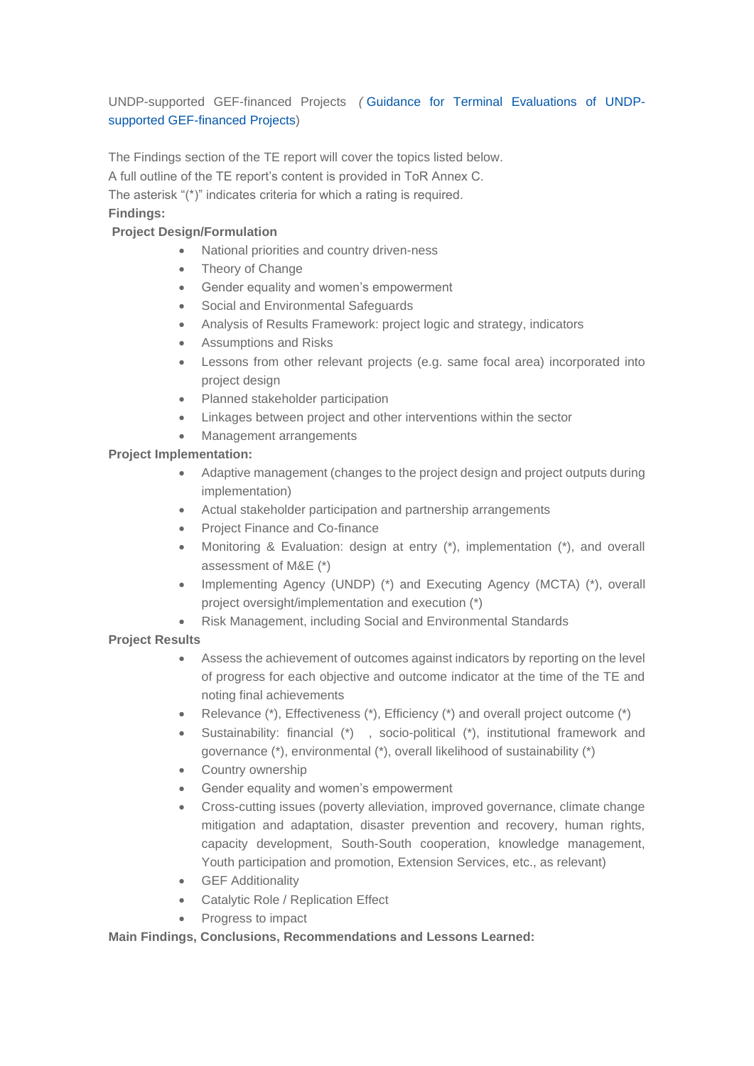UNDP-supported GEF-financed Projects (Guidance for Terminal Evaluations of UNDP-supported GEF-financed Projects)

The Findings section of the TE report will cover the topics listed below.
A full outline of the TE report's content is provided in ToR Annex C.
The asterisk "(*)" indicates criteria for which a rating is required.

**Findings:**

**Project Design/Formulation**

- National priorities and country driven-ness
- Theory of Change
- Gender equality and women's empowerment
- Social and Environmental Safeguards
- Analysis of Results Framework: project logic and strategy, indicators
- Assumptions and Risks
- Lessons from other relevant projects (e.g. same focal area) incorporated into project design
- Planned stakeholder participation
- Linkages between project and other interventions within the sector
- Management arrangements

**Project Implementation:**

- Adaptive management (changes to the project design and project outputs during implementation)
- Actual stakeholder participation and partnership arrangements
- Project Finance and Co-finance
- Monitoring & Evaluation: design at entry (*), implementation (*), and overall assessment of M&E (*)
- Implementing Agency (UNDP) (*) and Executing Agency (MCTA) (*), overall project oversight/implementation and execution (*)
- Risk Management, including Social and Environmental Standards

**Project Results**

- Assess the achievement of outcomes against indicators by reporting on the level of progress for each objective and outcome indicator at the time of the TE and noting final achievements
- Relevance (*), Effectiveness (*), Efficiency (*) and overall project outcome (*)
- Sustainability: financial (*) , socio-political (*), institutional framework and governance (*), environmental (*), overall likelihood of sustainability (*)
- Country ownership
- Gender equality and women's empowerment
- Cross-cutting issues (poverty alleviation, improved governance, climate change mitigation and adaptation, disaster prevention and recovery, human rights, capacity development, South-South cooperation, knowledge management, Youth participation and promotion, Extension Services, etc., as relevant)
- GEF Additionality
- Catalytic Role / Replication Effect
- Progress to impact

**Main Findings, Conclusions, Recommendations and Lessons Learned:**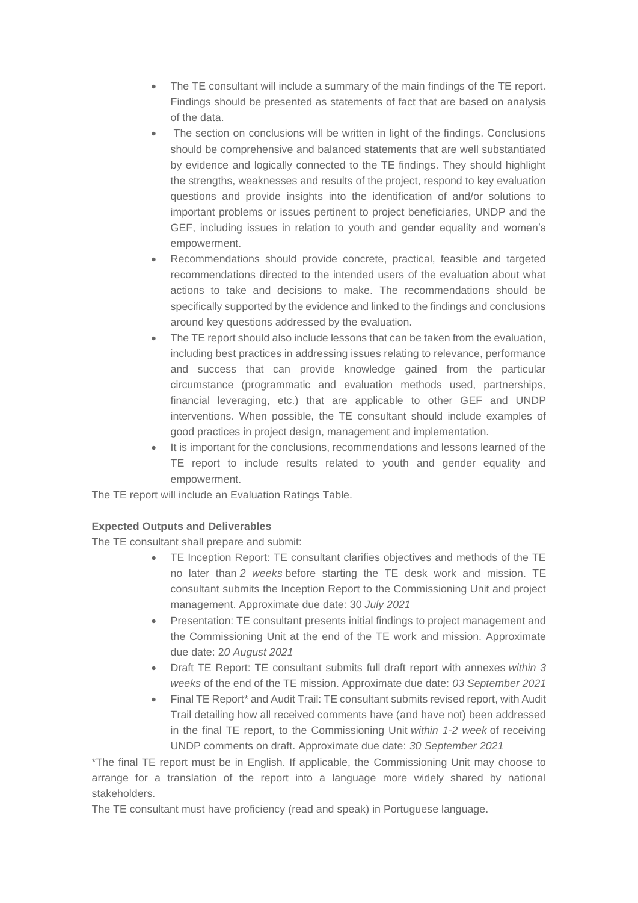- The TE consultant will include a summary of the main findings of the TE report. Findings should be presented as statements of fact that are based on analysis of the data.
- The section on conclusions will be written in light of the findings. Conclusions should be comprehensive and balanced statements that are well substantiated by evidence and logically connected to the TE findings. They should highlight the strengths, weaknesses and results of the project, respond to key evaluation questions and provide insights into the identification of and/or solutions to important problems or issues pertinent to project beneficiaries, UNDP and the GEF, including issues in relation to youth and gender equality and women's empowerment.
- Recommendations should provide concrete, practical, feasible and targeted recommendations directed to the intended users of the evaluation about what actions to take and decisions to make. The recommendations should be specifically supported by the evidence and linked to the findings and conclusions around key questions addressed by the evaluation.
- The TE report should also include lessons that can be taken from the evaluation, including best practices in addressing issues relating to relevance, performance and success that can provide knowledge gained from the particular circumstance (programmatic and evaluation methods used, partnerships, financial leveraging, etc.) that are applicable to other GEF and UNDP interventions. When possible, the TE consultant should include examples of good practices in project design, management and implementation.
- It is important for the conclusions, recommendations and lessons learned of the TE report to include results related to youth and gender equality and empowerment.

The TE report will include an Evaluation Ratings Table.

**Expected Outputs and Deliverables**

The TE consultant shall prepare and submit:

- TE Inception Report: TE consultant clarifies objectives and methods of the TE no later than *2 weeks* before starting the TE desk work and mission. TE consultant submits the Inception Report to the Commissioning Unit and project management. Approximate due date: 30 *July 2021*
- Presentation: TE consultant presents initial findings to project management and the Commissioning Unit at the end of the TE work and mission. Approximate due date: 2*0 August 2021*
- Draft TE Report: TE consultant submits full draft report with annexes *within 3 weeks* of the end of the TE mission. Approximate due date: *03 September 2021*
- Final TE Report* and Audit Trail: TE consultant submits revised report, with Audit Trail detailing how all received comments have (and have not) been addressed in the final TE report, to the Commissioning Unit *within 1-2 week* of receiving UNDP comments on draft. Approximate due date: *30 September 2021*

*The final TE report must be in English. If applicable, the Commissioning Unit may choose to arrange for a translation of the report into a language more widely shared by national stakeholders.

The TE consultant must have proficiency (read and speak) in Portuguese language.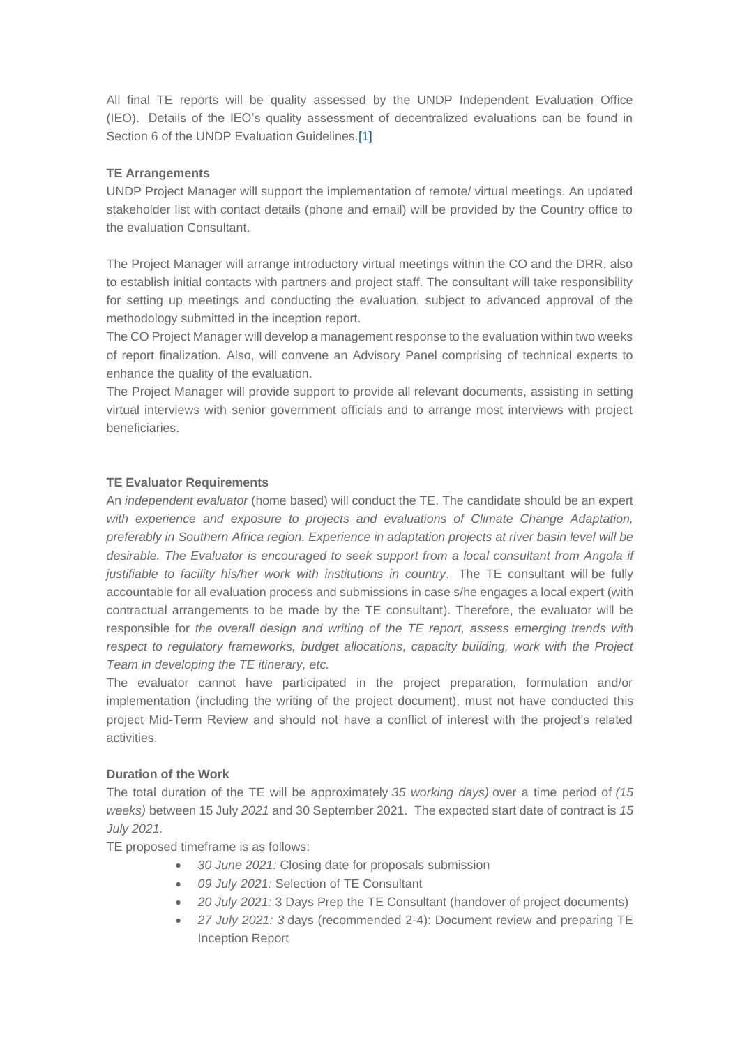All final TE reports will be quality assessed by the UNDP Independent Evaluation Office (IEO). Details of the IEO's quality assessment of decentralized evaluations can be found in Section 6 of the UNDP Evaluation Guidelines.[1]

**TE Arrangements**

UNDP Project Manager will support the implementation of remote/ virtual meetings. An updated stakeholder list with contact details (phone and email) will be provided by the Country office to the evaluation Consultant.

The Project Manager will arrange introductory virtual meetings within the CO and the DRR, also to establish initial contacts with partners and project staff. The consultant will take responsibility for setting up meetings and conducting the evaluation, subject to advanced approval of the methodology submitted in the inception report.

The CO Project Manager will develop a management response to the evaluation within two weeks of report finalization. Also, will convene an Advisory Panel comprising of technical experts to enhance the quality of the evaluation.

The Project Manager will provide support to provide all relevant documents, assisting in setting virtual interviews with senior government officials and to arrange most interviews with project beneficiaries.

**TE Evaluator Requirements**

An *independent evaluator* (home based) will conduct the TE. The candidate should be an expert *with experience and exposure to projects and evaluations of Climate Change Adaptation, preferably in Southern Africa region. Experience in adaptation projects at river basin level will be desirable. The Evaluator is encouraged to seek support from a local consultant from Angola if justifiable to facility his/her work with institutions in country*. The TE consultant will be fully accountable for all evaluation process and submissions in case s/he engages a local expert (with contractual arrangements to be made by the TE consultant). Therefore, the evaluator will be responsible for *the overall design and writing of the TE report, assess emerging trends with respect to regulatory frameworks, budget allocations, capacity building, work with the Project Team in developing the TE itinerary, etc.*

The evaluator cannot have participated in the project preparation, formulation and/or implementation (including the writing of the project document), must not have conducted this project Mid-Term Review and should not have a conflict of interest with the project's related activities.

**Duration of the Work**

The total duration of the TE will be approximately *35 working days)* over a time period of *(15 weeks)* between 15 July *2021* and 30 September 2021. The expected start date of contract is *15 July 2021.*

TE proposed timeframe is as follows:

- *30 June 2021:* Closing date for proposals submission
- *09 July 2021:* Selection of TE Consultant
- *20 July 2021:* 3 Days Prep the TE Consultant (handover of project documents)
- *27 July 2021: 3* days (recommended 2-4): Document review and preparing TE Inception Report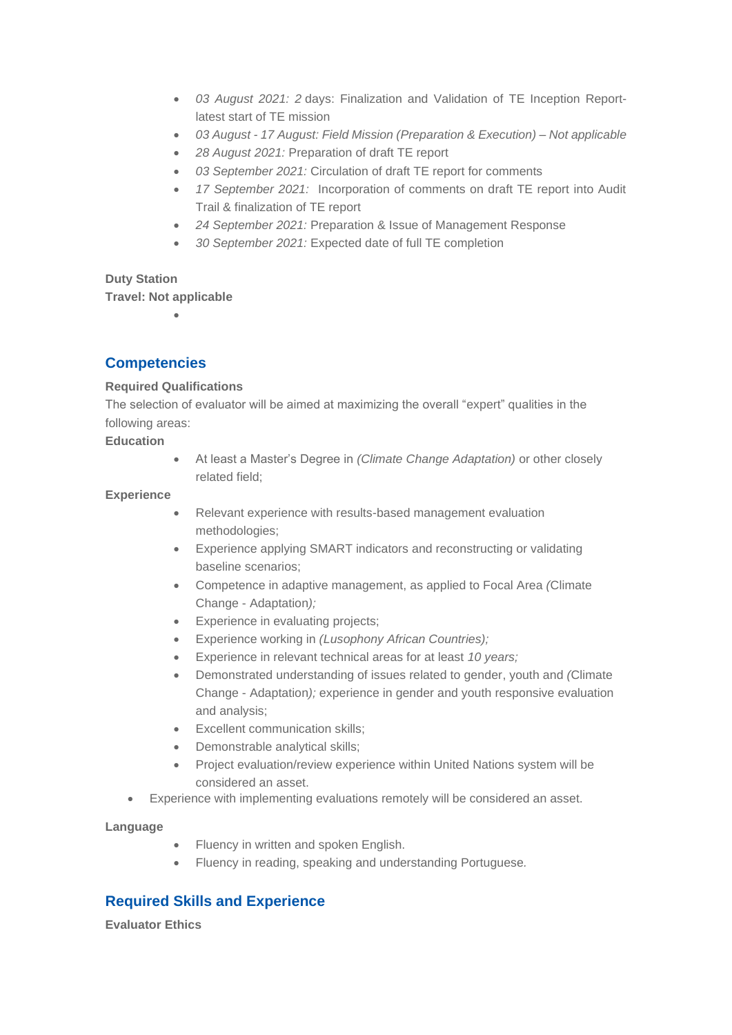- *03 August 2021: 2* days: Finalization and Validation of TE Inception Report- latest start of TE mission
- *03 August - 17 August: Field Mission (Preparation & Execution) – Not applicable*
- *28 August 2021:* Preparation of draft TE report
- *03 September 2021:* Circulation of draft TE report for comments
- *17 September 2021:* Incorporation of comments on draft TE report into Audit Trail & finalization of TE report
- *24 September 2021:* Preparation & Issue of Management Response
- *30 September 2021:* Expected date of full TE completion

**Duty Station**

**Travel: Not applicable**

## Competencies

**Required Qualifications**

The selection of evaluator will be aimed at maximizing the overall "expert" qualities in the following areas:

**Education**

- At least a Master's Degree in *(Climate Change Adaptation)* or other closely related field;

**Experience**

- Relevant experience with results-based management evaluation methodologies;
- Experience applying SMART indicators and reconstructing or validating baseline scenarios;
- Competence in adaptive management, as applied to Focal Area *(*Climate Change - Adaptation*);*
- Experience in evaluating projects;
- Experience working in *(Lusophony African Countries);*
- Experience in relevant technical areas for at least *10 years;*
- Demonstrated understanding of issues related to gender, youth and *(*Climate Change - Adaptation*);* experience in gender and youth responsive evaluation and analysis;
- Excellent communication skills;
- Demonstrable analytical skills;
- Project evaluation/review experience within United Nations system will be considered an asset.
- Experience with implementing evaluations remotely will be considered an asset.

**Language**

- Fluency in written and spoken English.
- Fluency in reading, speaking and understanding Portuguese.

## Required Skills and Experience

**Evaluator Ethics**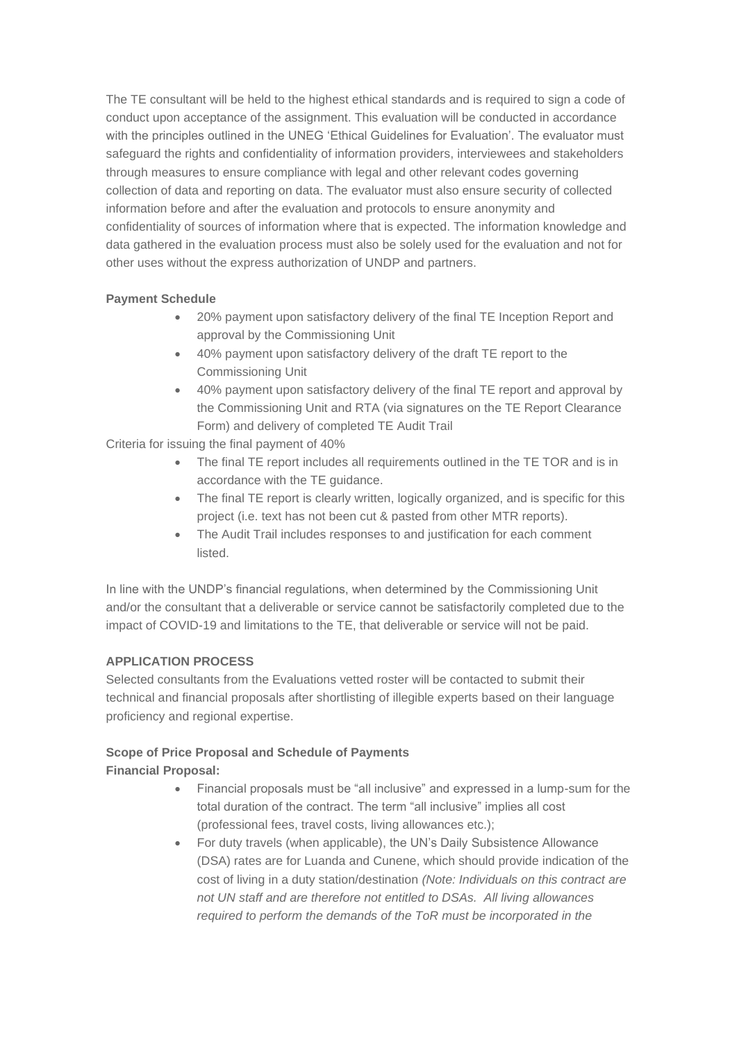The TE consultant will be held to the highest ethical standards and is required to sign a code of conduct upon acceptance of the assignment. This evaluation will be conducted in accordance with the principles outlined in the UNEG 'Ethical Guidelines for Evaluation'. The evaluator must safeguard the rights and confidentiality of information providers, interviewees and stakeholders through measures to ensure compliance with legal and other relevant codes governing collection of data and reporting on data. The evaluator must also ensure security of collected information before and after the evaluation and protocols to ensure anonymity and confidentiality of sources of information where that is expected. The information knowledge and data gathered in the evaluation process must also be solely used for the evaluation and not for other uses without the express authorization of UNDP and partners.

**Payment Schedule**

- 20% payment upon satisfactory delivery of the final TE Inception Report and approval by the Commissioning Unit
- 40% payment upon satisfactory delivery of the draft TE report to the Commissioning Unit
- 40% payment upon satisfactory delivery of the final TE report and approval by the Commissioning Unit and RTA (via signatures on the TE Report Clearance Form) and delivery of completed TE Audit Trail

Criteria for issuing the final payment of 40%

- The final TE report includes all requirements outlined in the TE TOR and is in accordance with the TE guidance.
- The final TE report is clearly written, logically organized, and is specific for this project (i.e. text has not been cut & pasted from other MTR reports).
- The Audit Trail includes responses to and justification for each comment listed.

In line with the UNDP's financial regulations, when determined by the Commissioning Unit and/or the consultant that a deliverable or service cannot be satisfactorily completed due to the impact of COVID-19 and limitations to the TE, that deliverable or service will not be paid.

**APPLICATION PROCESS**

Selected consultants from the Evaluations vetted roster will be contacted to submit their technical and financial proposals after shortlisting of illegible experts based on their language proficiency and regional expertise.

**Scope of Price Proposal and Schedule of Payments**

**Financial Proposal:**

- Financial proposals must be "all inclusive" and expressed in a lump-sum for the total duration of the contract. The term "all inclusive" implies all cost (professional fees, travel costs, living allowances etc.);
- For duty travels (when applicable), the UN's Daily Subsistence Allowance (DSA) rates are for Luanda and Cunene, which should provide indication of the cost of living in a duty station/destination *(Note: Individuals on this contract are not UN staff and are therefore not entitled to DSAs. All living allowances required to perform the demands of the ToR must be incorporated in the*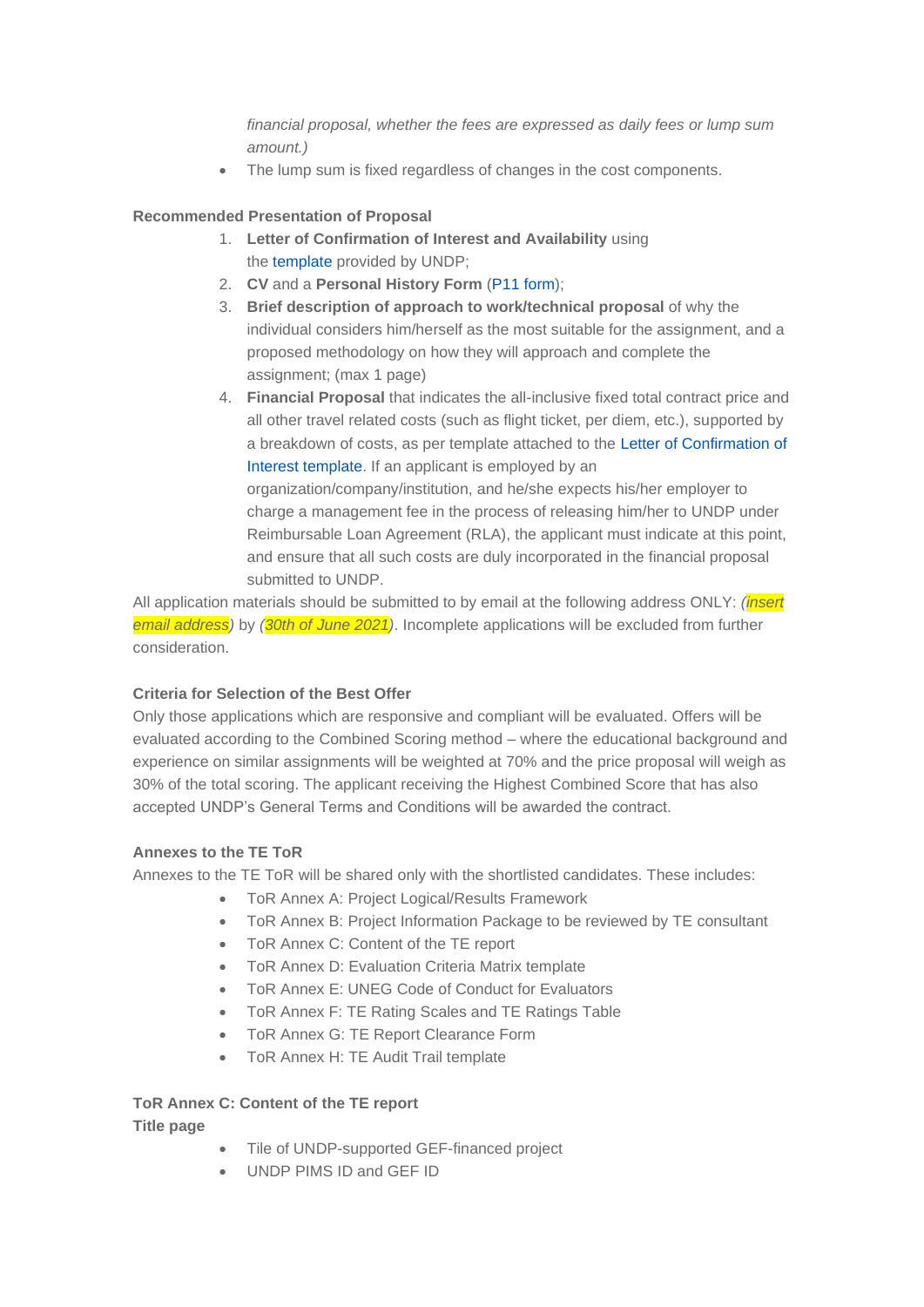*financial proposal, whether the fees are expressed as daily fees or lump sum amount.)*

- The lump sum is fixed regardless of changes in the cost components.

**Recommended Presentation of Proposal**

1. **Letter of Confirmation of Interest and Availability** using the template provided by UNDP;
2. **CV** and a **Personal History Form** (P11 form);
3. **Brief description of approach to work/technical proposal** of why the individual considers him/herself as the most suitable for the assignment, and a proposed methodology on how they will approach and complete the assignment; (max 1 page)
4. **Financial Proposal** that indicates the all-inclusive fixed total contract price and all other travel related costs (such as flight ticket, per diem, etc.), supported by a breakdown of costs, as per template attached to the Letter of Confirmation of Interest template. If an applicant is employed by an organization/company/institution, and he/she expects his/her employer to charge a management fee in the process of releasing him/her to UNDP under Reimbursable Loan Agreement (RLA), the applicant must indicate at this point, and ensure that all such costs are duly incorporated in the financial proposal submitted to UNDP.

All application materials should be submitted to by email at the following address ONLY: *(insert email address)* by *(30th of June 2021)*. Incomplete applications will be excluded from further consideration.

**Criteria for Selection of the Best Offer**

Only those applications which are responsive and compliant will be evaluated. Offers will be evaluated according to the Combined Scoring method – where the educational background and experience on similar assignments will be weighted at 70% and the price proposal will weigh as 30% of the total scoring. The applicant receiving the Highest Combined Score that has also accepted UNDP's General Terms and Conditions will be awarded the contract.

**Annexes to the TE ToR**

Annexes to the TE ToR will be shared only with the shortlisted candidates. These includes:

- ToR Annex A: Project Logical/Results Framework
- ToR Annex B: Project Information Package to be reviewed by TE consultant
- ToR Annex C: Content of the TE report
- ToR Annex D: Evaluation Criteria Matrix template
- ToR Annex E: UNEG Code of Conduct for Evaluators
- ToR Annex F: TE Rating Scales and TE Ratings Table
- ToR Annex G: TE Report Clearance Form
- ToR Annex H: TE Audit Trail template

**ToR Annex C: Content of the TE report**

**Title page**

- Tile of UNDP-supported GEF-financed project
- UNDP PIMS ID and GEF ID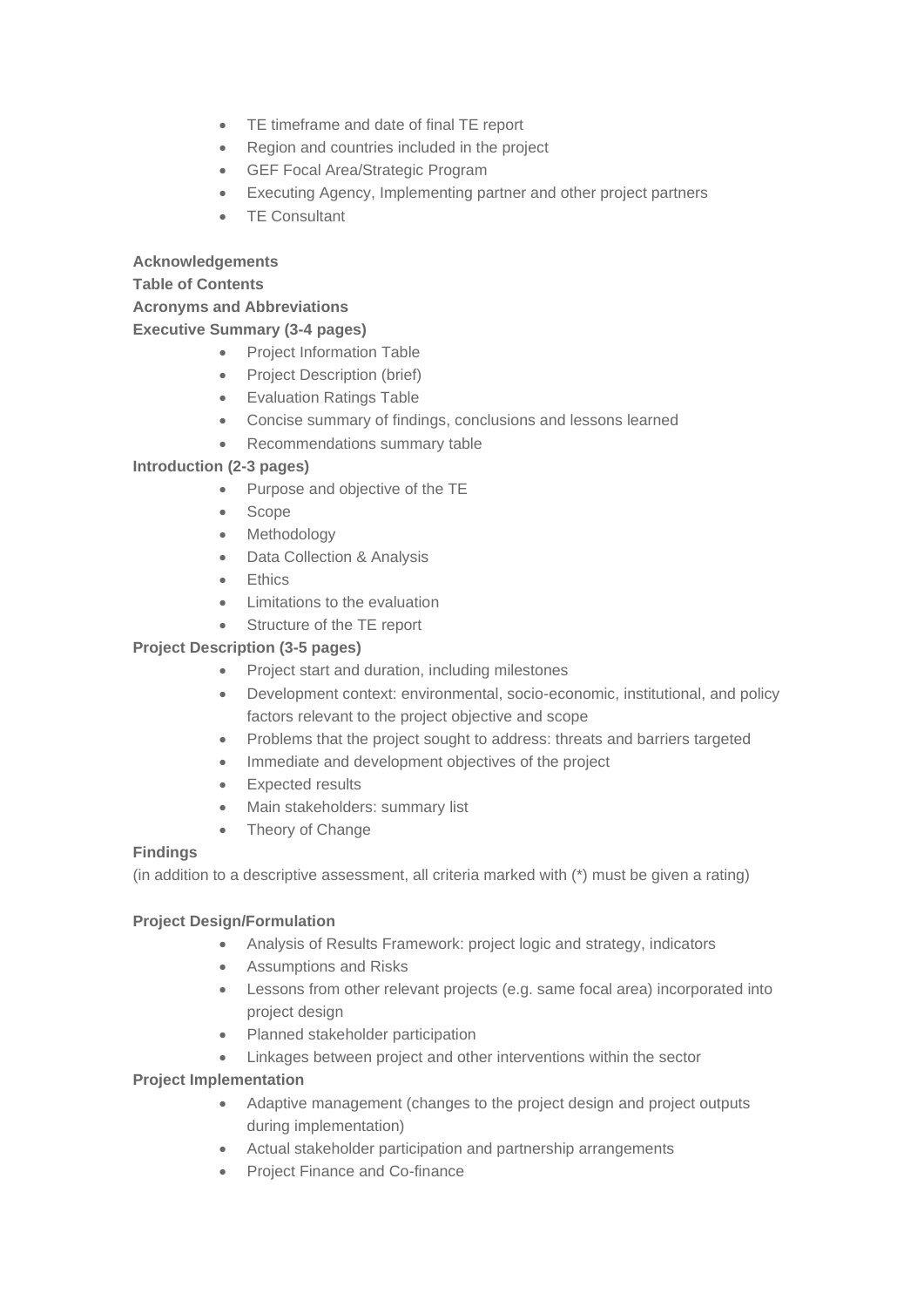- TE timeframe and date of final TE report
- Region and countries included in the project
- GEF Focal Area/Strategic Program
- Executing Agency, Implementing partner and other project partners
- TE Consultant

**Acknowledgements**

**Table of Contents**

**Acronyms and Abbreviations**

**Executive Summary (3-4 pages)**

- Project Information Table
- Project Description (brief)
- Evaluation Ratings Table
- Concise summary of findings, conclusions and lessons learned
- Recommendations summary table

**Introduction (2-3 pages)**

- Purpose and objective of the TE
- Scope
- Methodology
- Data Collection & Analysis
- Ethics
- Limitations to the evaluation
- Structure of the TE report

**Project Description (3-5 pages)**

- Project start and duration, including milestones
- Development context: environmental, socio-economic, institutional, and policy factors relevant to the project objective and scope
- Problems that the project sought to address: threats and barriers targeted
- Immediate and development objectives of the project
- Expected results
- Main stakeholders: summary list
- Theory of Change

**Findings**

(in addition to a descriptive assessment, all criteria marked with (*) must be given a rating)

**Project Design/Formulation**

- Analysis of Results Framework: project logic and strategy, indicators
- Assumptions and Risks
- Lessons from other relevant projects (e.g. same focal area) incorporated into project design
- Planned stakeholder participation
- Linkages between project and other interventions within the sector

**Project Implementation**

- Adaptive management (changes to the project design and project outputs during implementation)
- Actual stakeholder participation and partnership arrangements
- Project Finance and Co-finance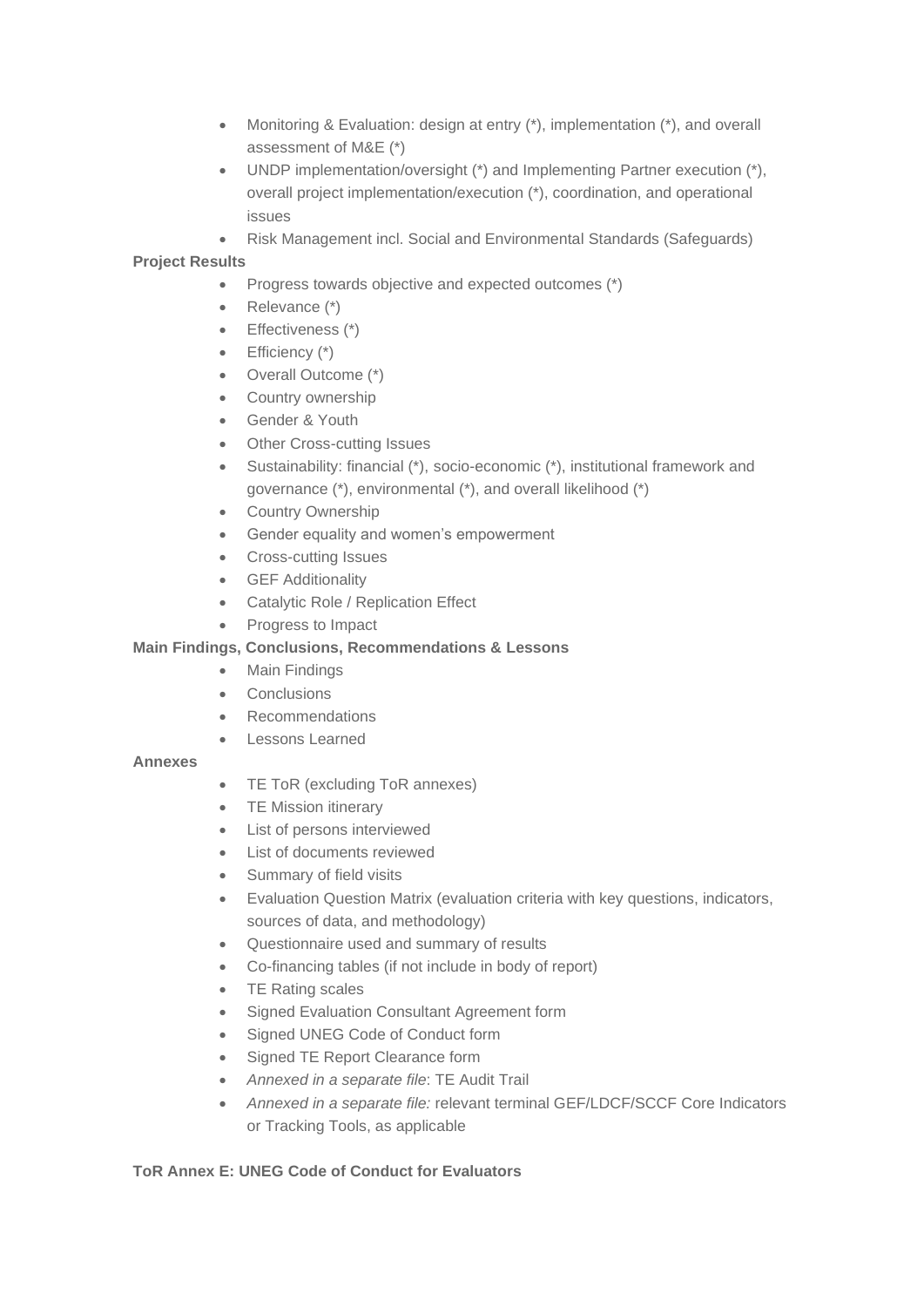- Monitoring & Evaluation: design at entry (*), implementation (*), and overall assessment of M&E (*)
- UNDP implementation/oversight (*) and Implementing Partner execution (*), overall project implementation/execution (*), coordination, and operational issues
- Risk Management incl. Social and Environmental Standards (Safeguards)

**Project Results**

- Progress towards objective and expected outcomes (*)
- Relevance (*)
- Effectiveness (*)
- Efficiency (*)
- Overall Outcome (*)
- Country ownership
- Gender & Youth
- Other Cross-cutting Issues
- Sustainability: financial (*), socio-economic (*), institutional framework and governance (*), environmental (*), and overall likelihood (*)
- Country Ownership
- Gender equality and women's empowerment
- Cross-cutting Issues
- GEF Additionality
- Catalytic Role / Replication Effect
- Progress to Impact

**Main Findings, Conclusions, Recommendations & Lessons**

- Main Findings
- Conclusions
- Recommendations
- Lessons Learned

**Annexes**

- TE ToR (excluding ToR annexes)
- TE Mission itinerary
- List of persons interviewed
- List of documents reviewed
- Summary of field visits
- Evaluation Question Matrix (evaluation criteria with key questions, indicators, sources of data, and methodology)
- Questionnaire used and summary of results
- Co-financing tables (if not include in body of report)
- TE Rating scales
- Signed Evaluation Consultant Agreement form
- Signed UNEG Code of Conduct form
- Signed TE Report Clearance form
- *Annexed in a separate file*: TE Audit Trail
- *Annexed in a separate file:* relevant terminal GEF/LDCF/SCCF Core Indicators or Tracking Tools, as applicable

**ToR Annex E: UNEG Code of Conduct for Evaluators**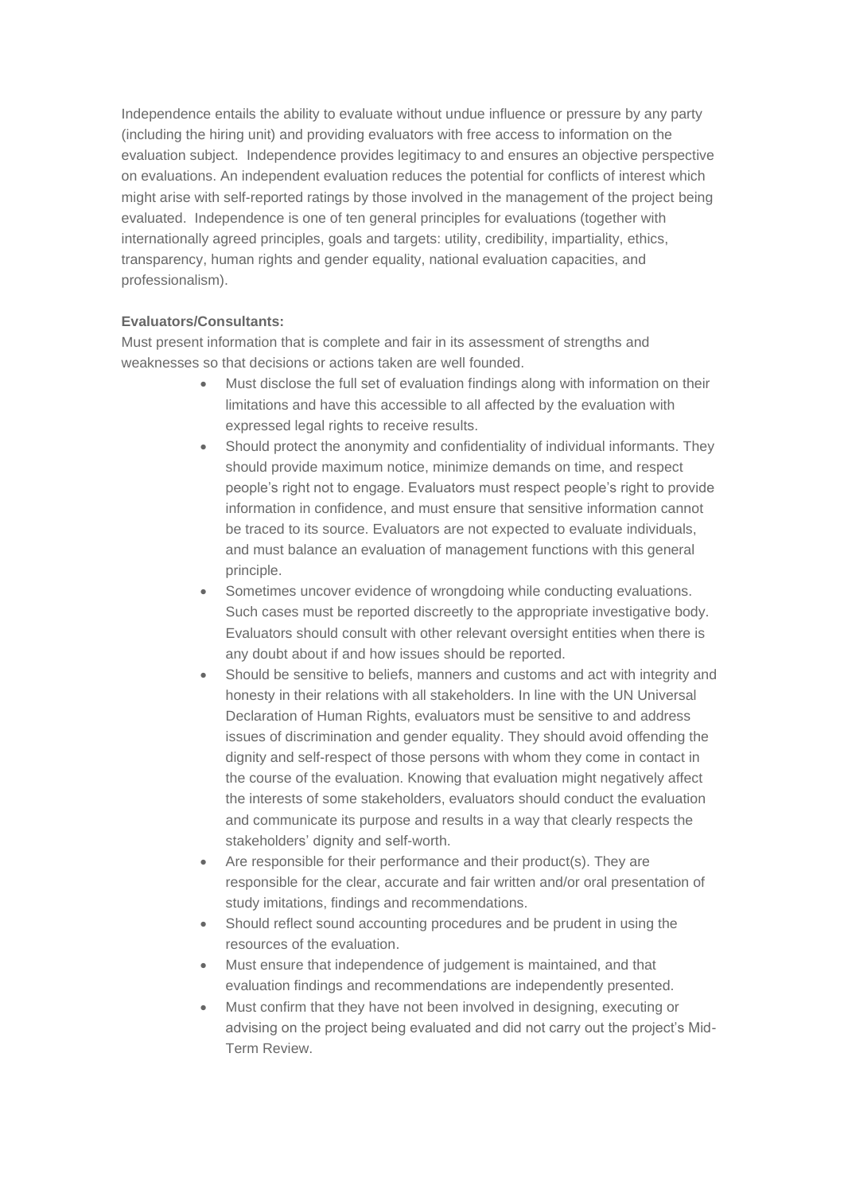Independence entails the ability to evaluate without undue influence or pressure by any party (including the hiring unit) and providing evaluators with free access to information on the evaluation subject. Independence provides legitimacy to and ensures an objective perspective on evaluations. An independent evaluation reduces the potential for conflicts of interest which might arise with self-reported ratings by those involved in the management of the project being evaluated. Independence is one of ten general principles for evaluations (together with internationally agreed principles, goals and targets: utility, credibility, impartiality, ethics, transparency, human rights and gender equality, national evaluation capacities, and professionalism).

**Evaluators/Consultants:**

Must present information that is complete and fair in its assessment of strengths and weaknesses so that decisions or actions taken are well founded.

- Must disclose the full set of evaluation findings along with information on their limitations and have this accessible to all affected by the evaluation with expressed legal rights to receive results.
- Should protect the anonymity and confidentiality of individual informants. They should provide maximum notice, minimize demands on time, and respect people's right not to engage. Evaluators must respect people's right to provide information in confidence, and must ensure that sensitive information cannot be traced to its source. Evaluators are not expected to evaluate individuals, and must balance an evaluation of management functions with this general principle.
- Sometimes uncover evidence of wrongdoing while conducting evaluations. Such cases must be reported discreetly to the appropriate investigative body. Evaluators should consult with other relevant oversight entities when there is any doubt about if and how issues should be reported.
- Should be sensitive to beliefs, manners and customs and act with integrity and honesty in their relations with all stakeholders. In line with the UN Universal Declaration of Human Rights, evaluators must be sensitive to and address issues of discrimination and gender equality. They should avoid offending the dignity and self-respect of those persons with whom they come in contact in the course of the evaluation. Knowing that evaluation might negatively affect the interests of some stakeholders, evaluators should conduct the evaluation and communicate its purpose and results in a way that clearly respects the stakeholders' dignity and self-worth.
- Are responsible for their performance and their product(s). They are responsible for the clear, accurate and fair written and/or oral presentation of study imitations, findings and recommendations.
- Should reflect sound accounting procedures and be prudent in using the resources of the evaluation.
- Must ensure that independence of judgement is maintained, and that evaluation findings and recommendations are independently presented.
- Must confirm that they have not been involved in designing, executing or advising on the project being evaluated and did not carry out the project's Mid-Term Review.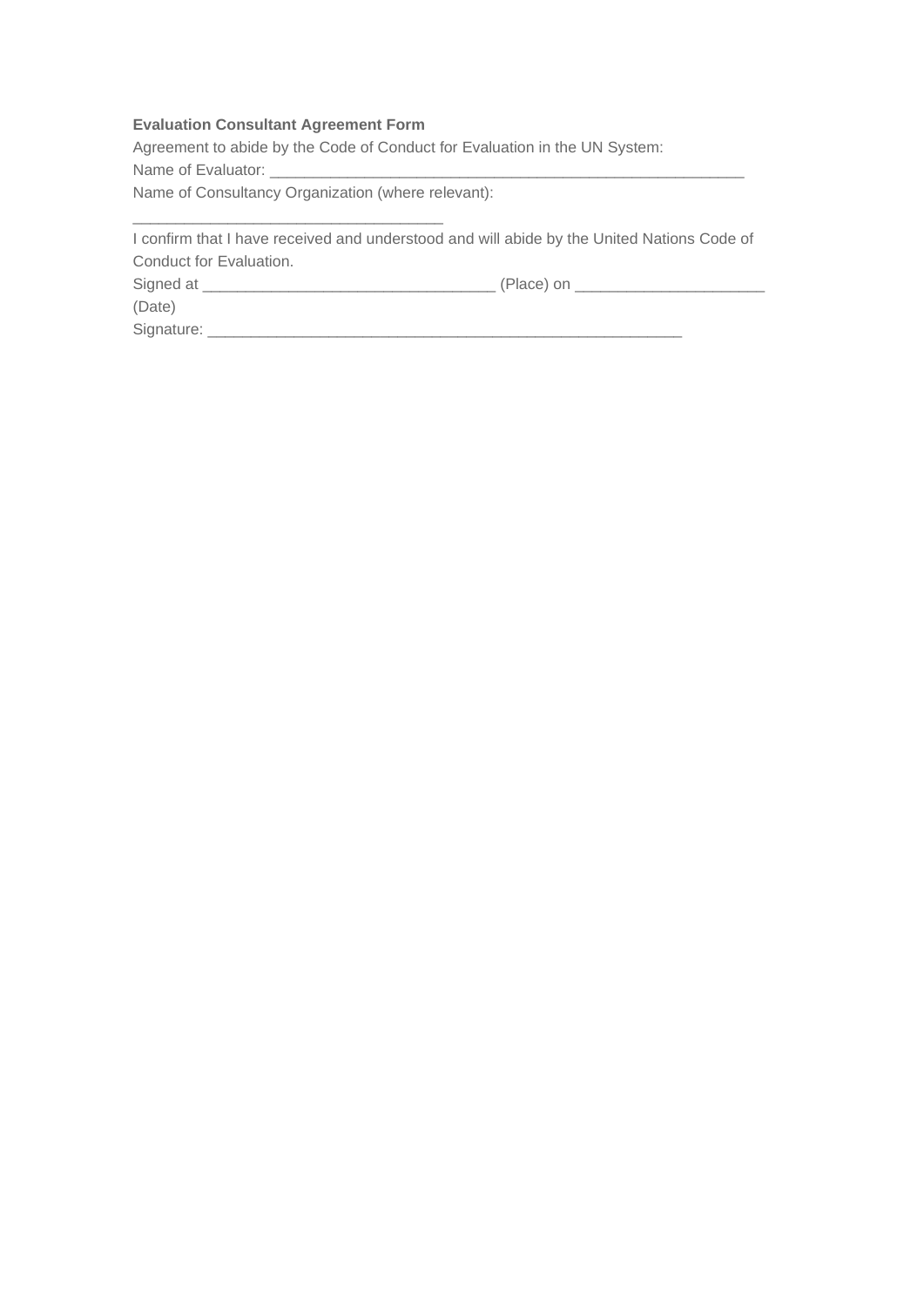**Evaluation Consultant Agreement Form**

Agreement to abide by the Code of Conduct for Evaluation in the UN System:

Name of Evaluator: ________________________________________________________

Name of Consultancy Organization (where relevant):

_____________________________________

I confirm that I have received and understood and will abide by the United Nations Code of Conduct for Evaluation.

Signed at ___________________________________ (Place) on ______________________ (Date)

Signature: ________________________________________________________